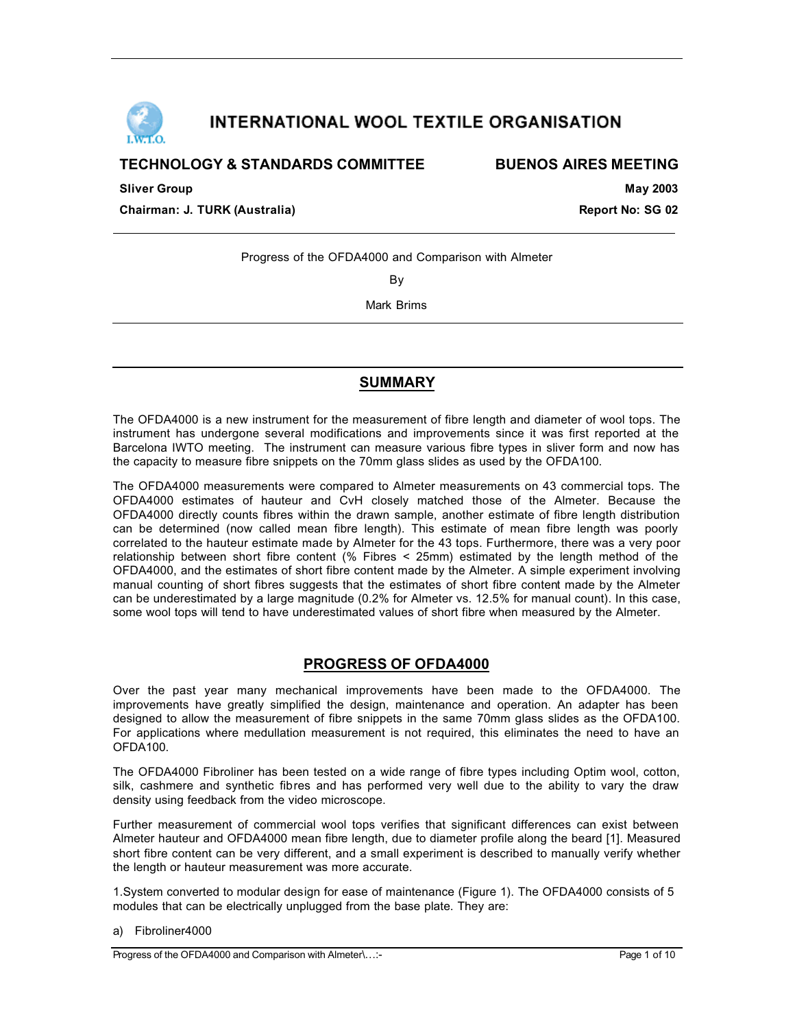# INTERNATIONAL WOOL TEXTILE ORGANISATION

**TECHNOLOGY & STANDARDS COMMITTEE** | **BUENOS AIRES MEETING**

**Sliver Group** | **May 2003**

**Chairman: J. TURK (Australia)** | **Report No: SG 02**

---

Progress of the OFDA4000 and Comparison with Almeter

By

Mark Brims

---

## SUMMARY

The OFDA4000 is a new instrument for the measurement of fibre length and diameter of wool tops. The instrument has undergone several modifications and improvements since it was first reported at the Barcelona IWTO meeting. The instrument can measure various fibre types in sliver form and now has the capacity to measure fibre snippets on the 70mm glass slides as used by the OFDA100.

The OFDA4000 measurements were compared to Almeter measurements on 43 commercial tops. The OFDA4000 estimates of hauteur and CvH closely matched those of the Almeter. Because the OFDA4000 directly counts fibres within the drawn sample, another estimate of fibre length distribution can be determined (now called mean fibre length). This estimate of mean fibre length was poorly correlated to the hauteur estimate made by Almeter for the 43 tops. Furthermore, there was a very poor relationship between short fibre content (% Fibres < 25mm) estimated by the length method of the OFDA4000, and the estimates of short fibre content made by the Almeter. A simple experiment involving manual counting of short fibres suggests that the estimates of short fibre content made by the Almeter can be underestimated by a large magnitude (0.2% for Almeter vs. 12.5% for manual count). In this case, some wool tops will tend to have underestimated values of short fibre when measured by the Almeter.

## PROGRESS OF OFDA4000

Over the past year many mechanical improvements have been made to the OFDA4000. The improvements have greatly simplified the design, maintenance and operation. An adapter has been designed to allow the measurement of fibre snippets in the same 70mm glass slides as the OFDA100. For applications where medullation measurement is not required, this eliminates the need to have an OFDA100.

The OFDA4000 Fibroliner has been tested on a wide range of fibre types including Optim wool, cotton, silk, cashmere and synthetic fibres and has performed very well due to the ability to vary the draw density using feedback from the video microscope.

Further measurement of commercial wool tops verifies that significant differences can exist between Almeter hauteur and OFDA4000 mean fibre length, due to diameter profile along the beard [1]. Measured short fibre content can be very different, and a small experiment is described to manually verify whether the length or hauteur measurement was more accurate.

1.System converted to modular design for ease of maintenance (Figure 1). The OFDA4000 consists of 5 modules that can be electrically unplugged from the base plate. They are:

a) Fibroliner4000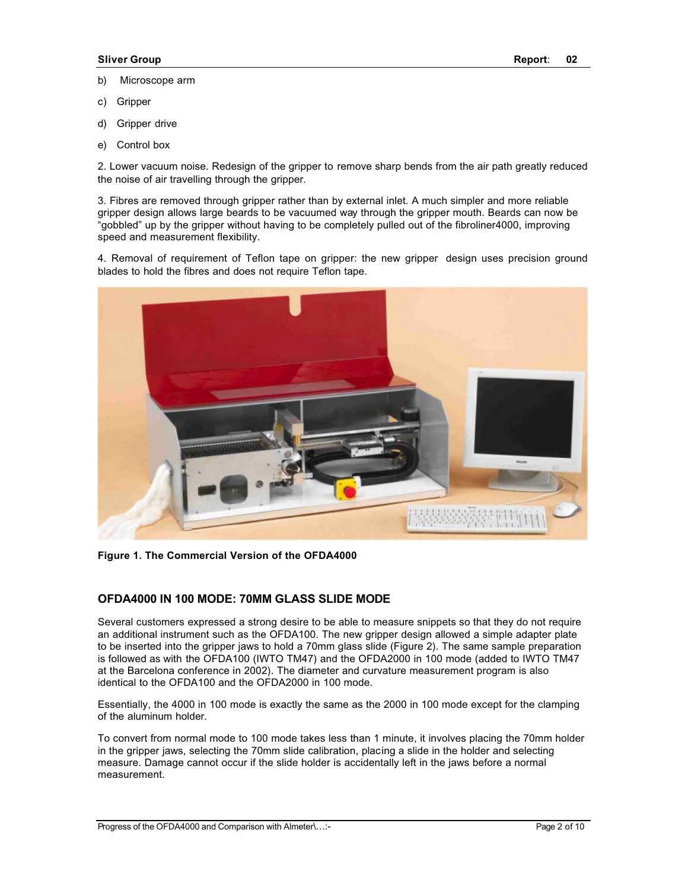b) Microscope arm

c) Gripper

d) Gripper drive

e) Control box

2. Lower vacuum noise. Redesign of the gripper to remove sharp bends from the air path greatly reduced the noise of air travelling through the gripper.

3. Fibres are removed through gripper rather than by external inlet. A much simpler and more reliable gripper design allows large beards to be vacuumed way through the gripper mouth. Beards can now be "gobbled" up by the gripper without having to be completely pulled out of the fibroliner4000, improving speed and measurement flexibility.

4. Removal of requirement of Teflon tape on gripper: the new gripper design uses precision ground blades to hold the fibres and does not require Teflon tape.

**Figure 1. The Commercial Version of the OFDA4000**

## OFDA4000 IN 100 MODE: 70MM GLASS SLIDE MODE

Several customers expressed a strong desire to be able to measure snippets so that they do not require an additional instrument such as the OFDA100. The new gripper design allowed a simple adapter plate to be inserted into the gripper jaws to hold a 70mm glass slide (Figure 2). The same sample preparation is followed as with the OFDA100 (IWTO TM47) and the OFDA2000 in 100 mode (added to IWTO TM47 at the Barcelona conference in 2002). The diameter and curvature measurement program is also identical to the OFDA100 and the OFDA2000 in 100 mode.

Essentially, the 4000 in 100 mode is exactly the same as the 2000 in 100 mode except for the clamping of the aluminum holder.

To convert from normal mode to 100 mode takes less than 1 minute, it involves placing the 70mm holder in the gripper jaws, selecting the 70mm slide calibration, placing a slide in the holder and selecting measure. Damage cannot occur if the slide holder is accidentally left in the jaws before a normal measurement.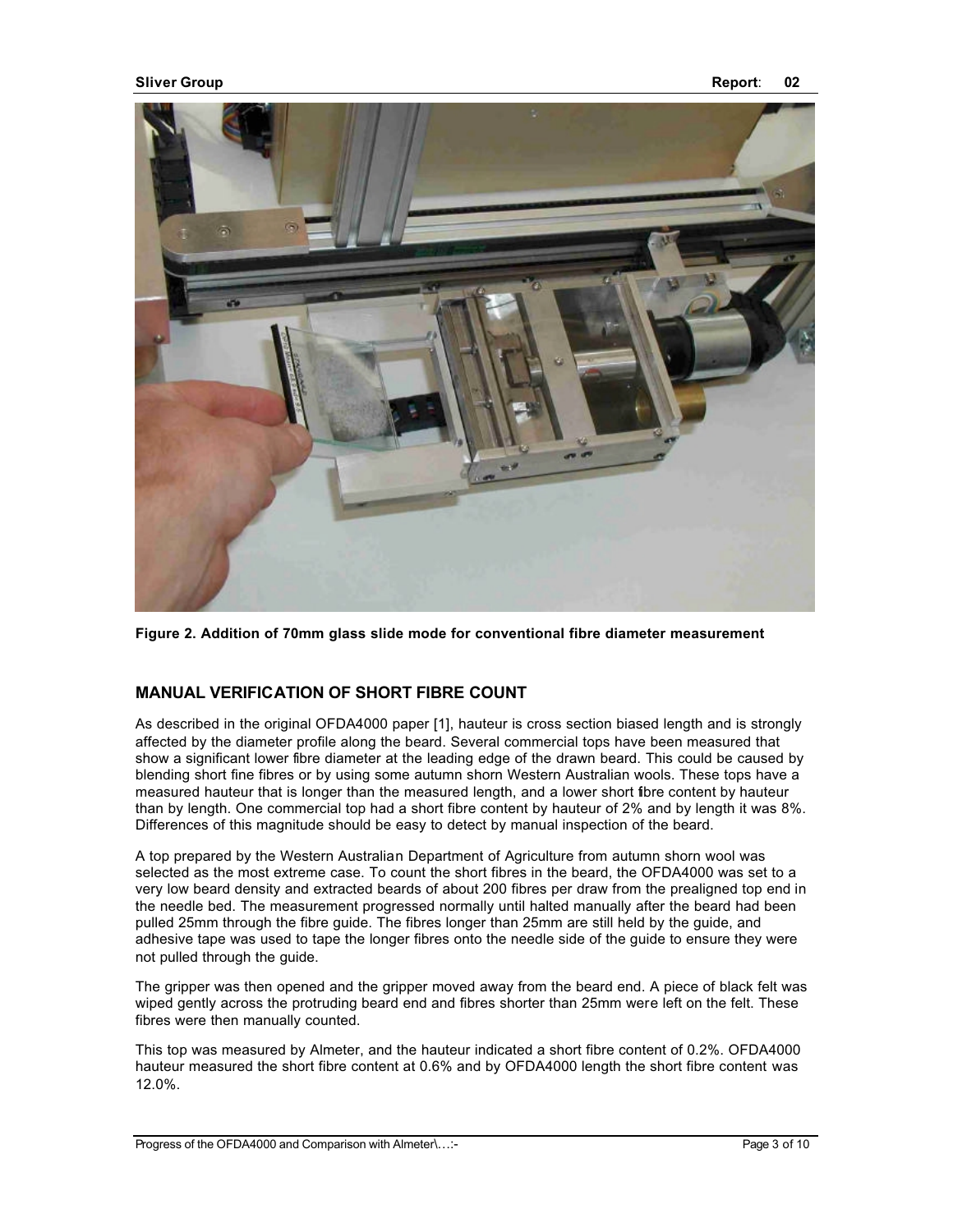**Figure 2. Addition of 70mm glass slide mode for conventional fibre diameter measurement**

## MANUAL VERIFICATION OF SHORT FIBRE COUNT

As described in the original OFDA4000 paper [1], hauteur is cross section biased length and is strongly affected by the diameter profile along the beard. Several commercial tops have been measured that show a significant lower fibre diameter at the leading edge of the drawn beard. This could be caused by blending short fine fibres or by using some autumn shorn Western Australian wools. These tops have a measured hauteur that is longer than the measured length, and a lower short fibre content by hauteur than by length. One commercial top had a short fibre content by hauteur of 2% and by length it was 8%. Differences of this magnitude should be easy to detect by manual inspection of the beard.

A top prepared by the Western Australian Department of Agriculture from autumn shorn wool was selected as the most extreme case. To count the short fibres in the beard, the OFDA4000 was set to a very low beard density and extracted beards of about 200 fibres per draw from the prealigned top end in the needle bed. The measurement progressed normally until halted manually after the beard had been pulled 25mm through the fibre guide. The fibres longer than 25mm are still held by the guide, and adhesive tape was used to tape the longer fibres onto the needle side of the guide to ensure they were not pulled through the guide.

The gripper was then opened and the gripper moved away from the beard end. A piece of black felt was wiped gently across the protruding beard end and fibres shorter than 25mm were left on the felt. These fibres were then manually counted.

This top was measured by Almeter, and the hauteur indicated a short fibre content of 0.2%. OFDA4000 hauteur measured the short fibre content at 0.6% and by OFDA4000 length the short fibre content was 12.0%.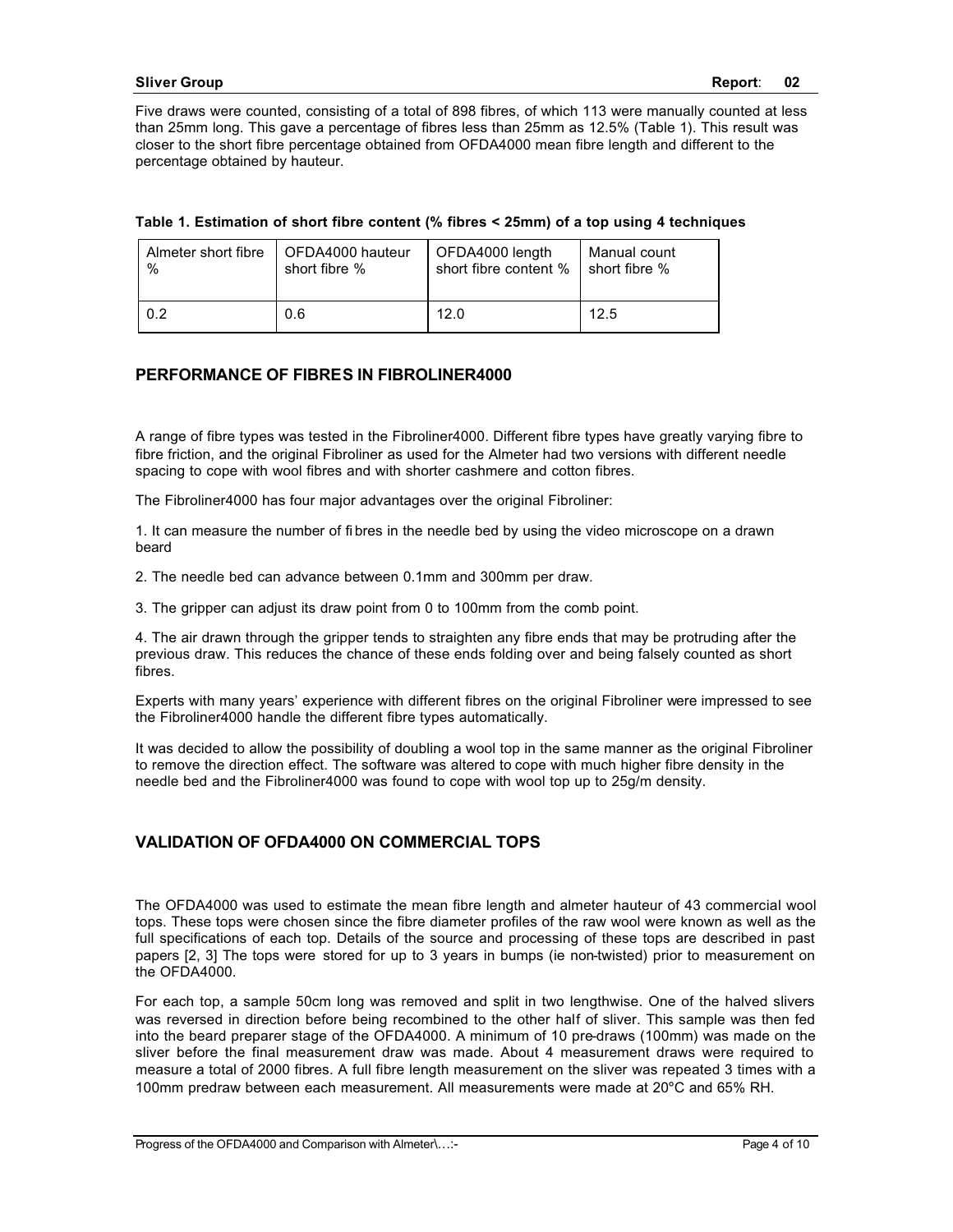Five draws were counted, consisting of a total of 898 fibres, of which 113 were manually counted at less than 25mm long. This gave a percentage of fibres less than 25mm as 12.5% (Table 1). This result was closer to the short fibre percentage obtained from OFDA4000 mean fibre length and different to the percentage obtained by hauteur.

**Table 1. Estimation of short fibre content (% fibres < 25mm) of a top using 4 techniques**

| Almeter short fibre % | OFDA4000 hauteur short fibre % | OFDA4000 length short fibre content % | Manual count short fibre % |
|---|---|---|---|
| 0.2 | 0.6 | 12.0 | 12.5 |

## PERFORMANCE OF FIBRES IN FIBROLINER4000

A range of fibre types was tested in the Fibroliner4000. Different fibre types have greatly varying fibre to fibre friction, and the original Fibroliner as used for the Almeter had two versions with different needle spacing to cope with wool fibres and with shorter cashmere and cotton fibres.

The Fibroliner4000 has four major advantages over the original Fibroliner:

1. It can measure the number of fi bres in the needle bed by using the video microscope on a drawn beard

2. The needle bed can advance between 0.1mm and 300mm per draw.

3. The gripper can adjust its draw point from 0 to 100mm from the comb point.

4. The air drawn through the gripper tends to straighten any fibre ends that may be protruding after the previous draw. This reduces the chance of these ends folding over and being falsely counted as short fibres.

Experts with many years' experience with different fibres on the original Fibroliner were impressed to see the Fibroliner4000 handle the different fibre types automatically.

It was decided to allow the possibility of doubling a wool top in the same manner as the original Fibroliner to remove the direction effect. The software was altered to cope with much higher fibre density in the needle bed and the Fibroliner4000 was found to cope with wool top up to 25g/m density.

## VALIDATION OF OFDA4000 ON COMMERCIAL TOPS

The OFDA4000 was used to estimate the mean fibre length and almeter hauteur of 43 commercial wool tops. These tops were chosen since the fibre diameter profiles of the raw wool were known as well as the full specifications of each top. Details of the source and processing of these tops are described in past papers [2, 3] The tops were stored for up to 3 years in bumps (ie non-twisted) prior to measurement on the OFDA4000.

For each top, a sample 50cm long was removed and split in two lengthwise. One of the halved slivers was reversed in direction before being recombined to the other half of sliver. This sample was then fed into the beard preparer stage of the OFDA4000. A minimum of 10 pre-draws (100mm) was made on the sliver before the final measurement draw was made. About 4 measurement draws were required to measure a total of 2000 fibres. A full fibre length measurement on the sliver was repeated 3 times with a 100mm predraw between each measurement. All measurements were made at 20°C and 65% RH.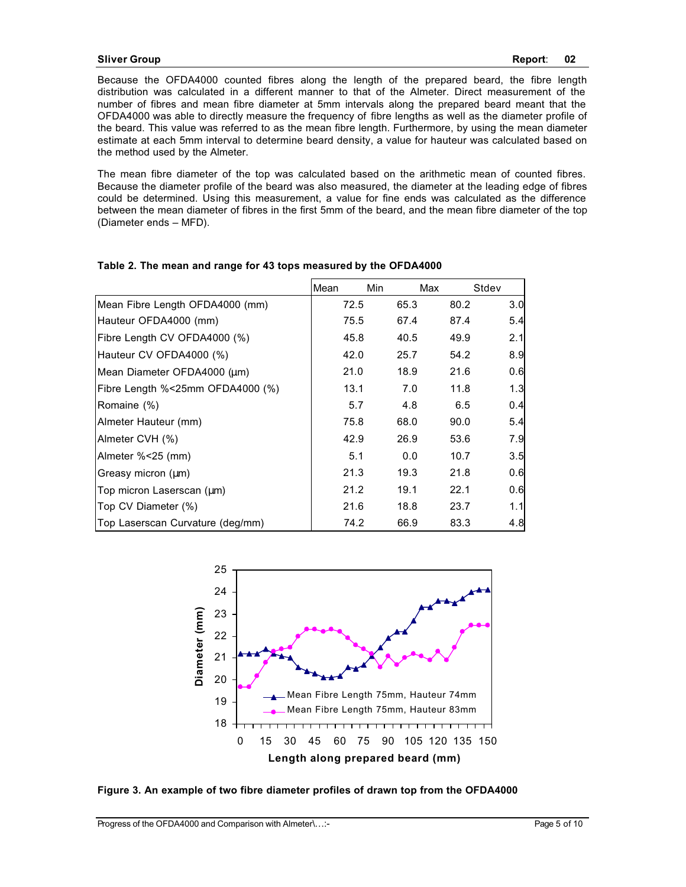Because the OFDA4000 counted fibres along the length of the prepared beard, the fibre length distribution was calculated in a different manner to that of the Almeter. Direct measurement of the number of fibres and mean fibre diameter at 5mm intervals along the prepared beard meant that the OFDA4000 was able to directly measure the frequency of fibre lengths as well as the diameter profile of the beard. This value was referred to as the mean fibre length. Furthermore, by using the mean diameter estimate at each 5mm interval to determine beard density, a value for hauteur was calculated based on the method used by the Almeter.

The mean fibre diameter of the top was calculated based on the arithmetic mean of counted fibres. Because the diameter profile of the beard was also measured, the diameter at the leading edge of fibres could be determined. Using this measurement, a value for fine ends was calculated as the difference between the mean diameter of fibres in the first 5mm of the beard, and the mean fibre diameter of the top (Diameter ends – MFD).

**Table 2. The mean and range for 43 tops measured by the OFDA4000**

| | Mean | Min | Max | Stdev |
|---|---|---|---|---|
| Mean Fibre Length OFDA4000 (mm) | 72.5 | 65.3 | 80.2 | 3.0 |
| Hauteur OFDA4000 (mm) | 75.5 | 67.4 | 87.4 | 5.4 |
| Fibre Length CV OFDA4000 (%) | 45.8 | 40.5 | 49.9 | 2.1 |
| Hauteur CV OFDA4000 (%) | 42.0 | 25.7 | 54.2 | 8.9 |
| Mean Diameter OFDA4000 (µm) | 21.0 | 18.9 | 21.6 | 0.6 |
| Fibre Length %<25mm OFDA4000 (%) | 13.1 | 7.0 | 11.8 | 1.3 |
| Romaine (%) | 5.7 | 4.8 | 6.5 | 0.4 |
| Almeter Hauteur (mm) | 75.8 | 68.0 | 90.0 | 5.4 |
| Almeter CVH (%) | 42.9 | 26.9 | 53.6 | 7.9 |
| Almeter %<25 (mm) | 5.1 | 0.0 | 10.7 | 3.5 |
| Greasy micron (µm) | 21.3 | 19.3 | 21.8 | 0.6 |
| Top micron Laserscan (µm) | 21.2 | 19.1 | 22.1 | 0.6 |
| Top CV Diameter (%) | 21.6 | 18.8 | 23.7 | 1.1 |
| Top Laserscan Curvature (deg/mm) | 74.2 | 66.9 | 83.3 | 4.8 |

Diameter (mm)

25
24
23
22
21
20
19
18

0 15 30 45 60 75 90 105 120 135 150

Length along prepared beard (mm)

Mean Fibre Length 75mm, Hauteur 74mm
Mean Fibre Length 75mm, Hauteur 83mm

**Figure 3. An example of two fibre diameter profiles of drawn top from the OFDA4000**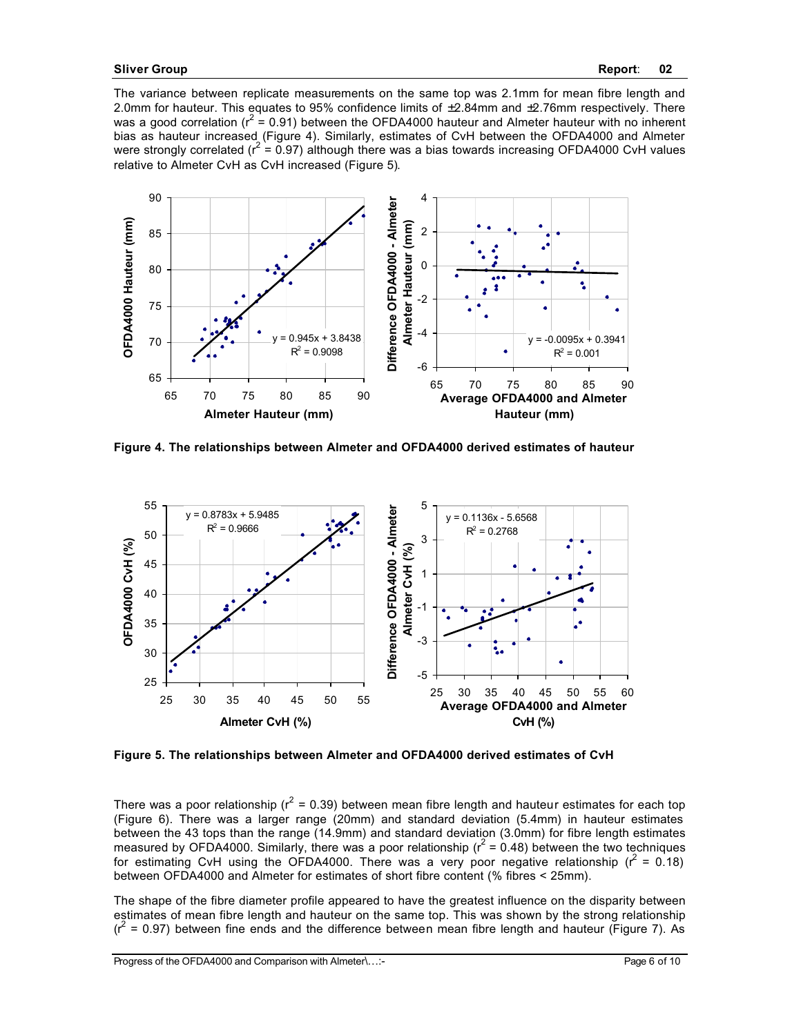The variance between replicate measurements on the same top was 2.1mm for mean fibre length and 2.0mm for hauteur. This equates to 95% confidence limits of ±2.84mm and ±2.76mm respectively. There was a good correlation ($r^2$ = 0.91) between the OFDA4000 hauteur and Almeter hauteur with no inherent bias as hauteur increased (Figure 4). Similarly, estimates of CvH between the OFDA4000 and Almeter were strongly correlated ($r^2$ = 0.97) although there was a bias towards increasing OFDA4000 CvH values relative to Almeter CvH as CvH increased (Figure 5).

OFDA4000 Hauteur (mm)
90
85
80
75
70
65
65 70 75 80 85 90
Almeter Hauteur (mm)
y = 0.945x + 3.8438
$R^2$ = 0.9098

Difference OFDA4000 - Almeter Almeter Hauteur (mm)
4
2
0
-2
-4
-6
65 70 75 80 85 90
Average OFDA4000 and Almeter Hauteur (mm)
y = -0.0095x + 0.3941
$R^2$ = 0.001

**Figure 4. The relationships between Almeter and OFDA4000 derived estimates of hauteur**

OFDA4000 CvH (%)
55
50
45
40
35
30
25
25 30 35 40 45 50 55
Almeter CvH (%)
y = 0.8783x + 5.9485
$R^2$ = 0.9666

Difference OFDA4000 - Almeter Almeter CvH (%)
5
3
1
-1
-3
-5
25 30 35 40 45 50 55 60
Average OFDA4000 and Almeter CvH (%)
y = 0.1136x - 5.6568
$R^2$ = 0.2768

**Figure 5. The relationships between Almeter and OFDA4000 derived estimates of CvH**

There was a poor relationship ($r^2$ = 0.39) between mean fibre length and hauteur estimates for each top (Figure 6). There was a larger range (20mm) and standard deviation (5.4mm) in hauteur estimates between the 43 tops than the range (14.9mm) and standard deviation (3.0mm) for fibre length estimates measured by OFDA4000. Similarly, there was a poor relationship ($r^2$ = 0.48) between the two techniques for estimating CvH using the OFDA4000. There was a very poor negative relationship ($r^2$ = 0.18) between OFDA4000 and Almeter for estimates of short fibre content (% fibres < 25mm).

The shape of the fibre diameter profile appeared to have the greatest influence on the disparity between estimates of mean fibre length and hauteur on the same top. This was shown by the strong relationship ($r^2$ = 0.97) between fine ends and the difference between mean fibre length and hauteur (Figure 7). As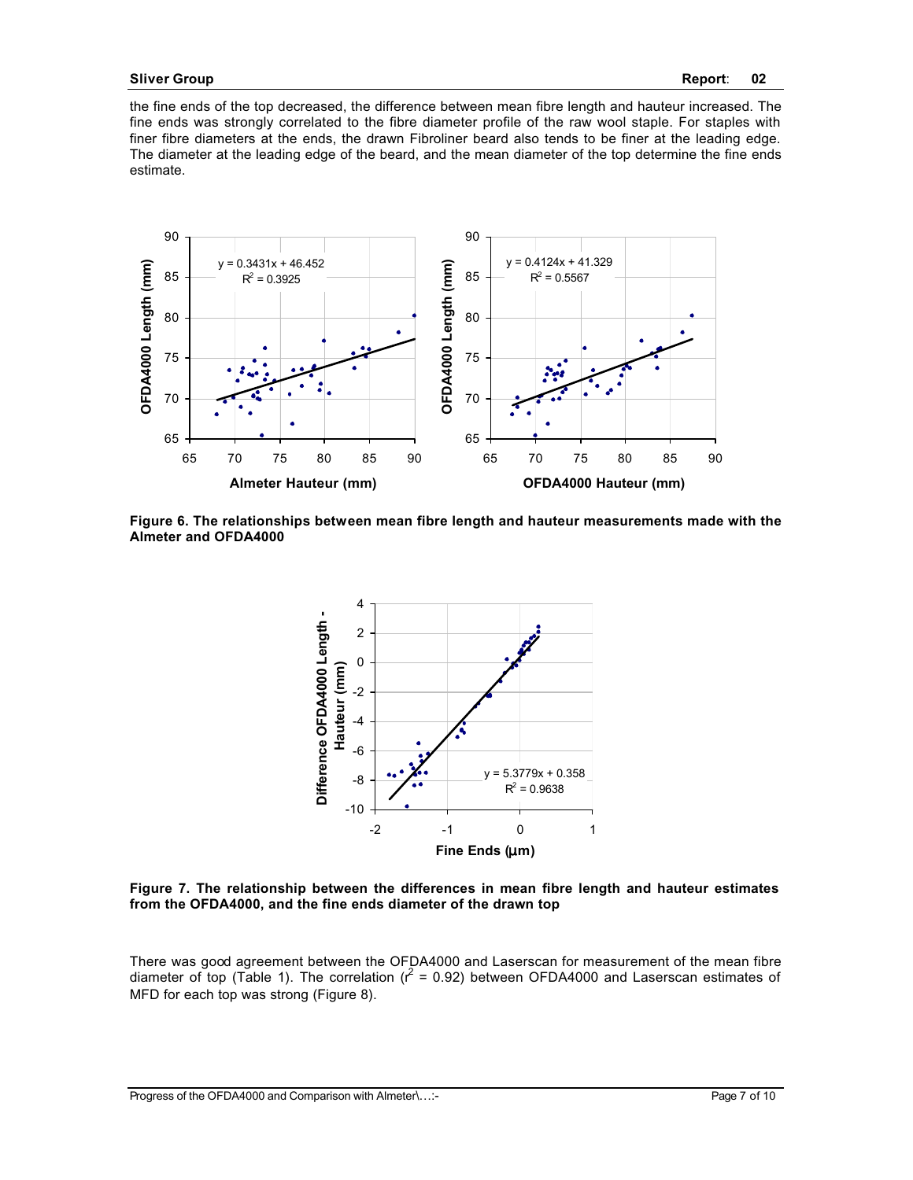the fine ends of the top decreased, the difference between mean fibre length and hauteur increased. The fine ends was strongly correlated to the fibre diameter profile of the raw wool staple. For staples with finer fibre diameters at the ends, the drawn Fibroliner beard also tends to be finer at the leading edge. The diameter at the leading edge of the beard, and the mean diameter of the top determine the fine ends estimate.

y = 0.3431x + 46.452
$R^2$ = 0.3925
OFDA4000 Length (mm)
Almeter Hauteur (mm)
90
85
80
75
70
65
65 70 75 80 85 90

y = 0.4124x + 41.329
$R^2$ = 0.5567
OFDA4000 Length (mm)
OFDA4000 Hauteur (mm)
90
85
80
75
70
65
65 70 75 80 85 90

**Figure 6. The relationships between mean fibre length and hauteur measurements made with the Almeter and OFDA4000**

y = 5.3779x + 0.358
$R^2$ = 0.9638
Difference OFDA4000 Length - Hauteur (mm)
Fine Ends (µm)
4
2
0
-2
-4
-6
-8
-10
-2 -1 0 1

**Figure 7. The relationship between the differences in mean fibre length and hauteur estimates from the OFDA4000, and the fine ends diameter of the drawn top**

There was good agreement between the OFDA4000 and Laserscan for measurement of the mean fibre diameter of top (Table 1). The correlation ($r^2$ = 0.92) between OFDA4000 and Laserscan estimates of MFD for each top was strong (Figure 8).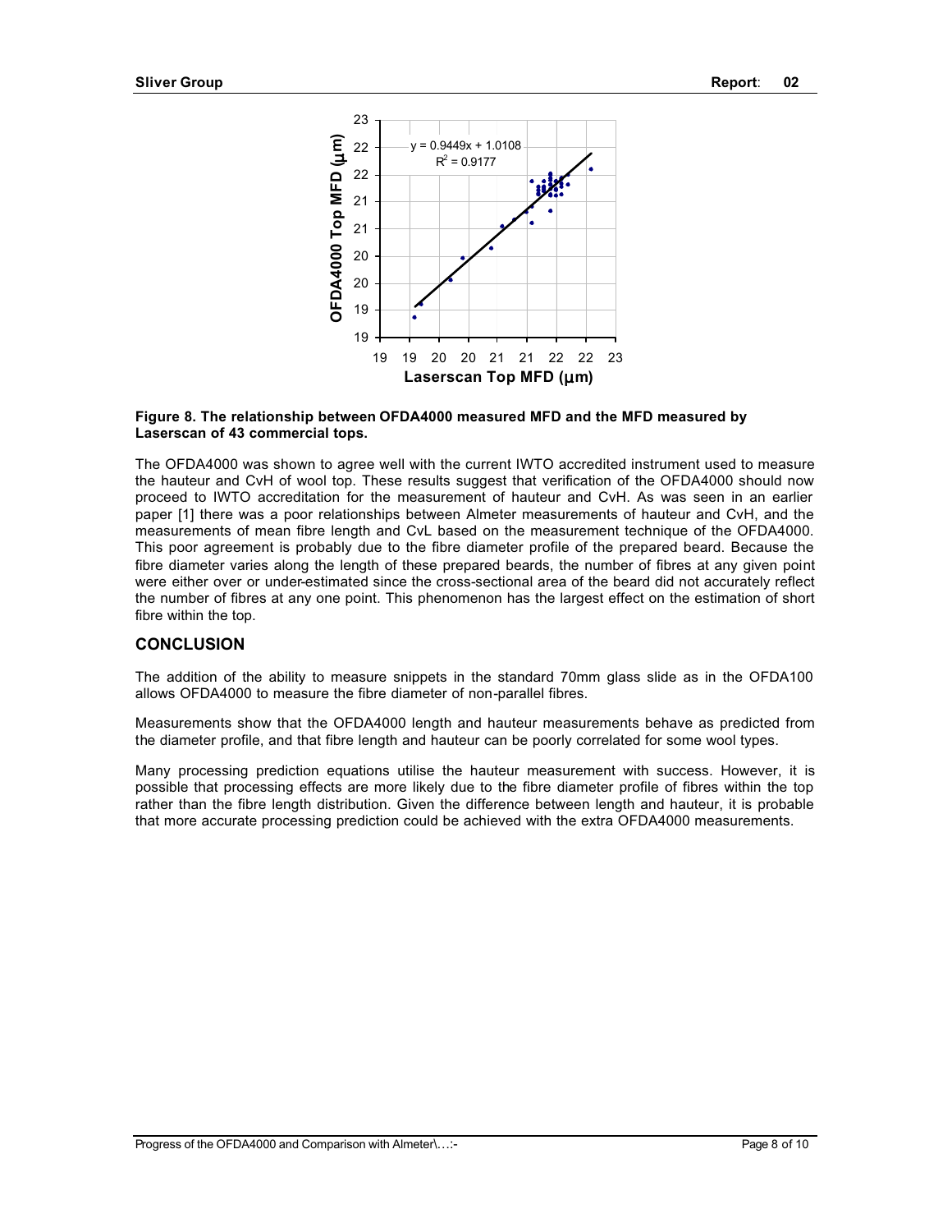23

22

22

21

21

20

20

19

19

OFDA4000 Top MFD (μm)

y = 0.9449x + 1.0108

$R^2 = 0.9177$

19 19 20 20 21 21 22 22 23

Laserscan Top MFD (μm)

**Figure 8. The relationship between OFDA4000 measured MFD and the MFD measured by Laserscan of 43 commercial tops.**

The OFDA4000 was shown to agree well with the current IWTO accredited instrument used to measure the hauteur and CvH of wool top. These results suggest that verification of the OFDA4000 should now proceed to IWTO accreditation for the measurement of hauteur and CvH. As was seen in an earlier paper [1] there was a poor relationships between Almeter measurements of hauteur and CvH, and the measurements of mean fibre length and CvL based on the measurement technique of the OFDA4000. This poor agreement is probably due to the fibre diameter profile of the prepared beard. Because the fibre diameter varies along the length of these prepared beards, the number of fibres at any given point were either over or under-estimated since the cross-sectional area of the beard did not accurately reflect the number of fibres at any one point. This phenomenon has the largest effect on the estimation of short fibre within the top.

## CONCLUSION

The addition of the ability to measure snippets in the standard 70mm glass slide as in the OFDA100 allows OFDA4000 to measure the fibre diameter of non-parallel fibres.

Measurements show that the OFDA4000 length and hauteur measurements behave as predicted from the diameter profile, and that fibre length and hauteur can be poorly correlated for some wool types.

Many processing prediction equations utilise the hauteur measurement with success. However, it is possible that processing effects are more likely due to the fibre diameter profile of fibres within the top rather than the fibre length distribution. Given the difference between length and hauteur, it is probable that more accurate processing prediction could be achieved with the extra OFDA4000 measurements.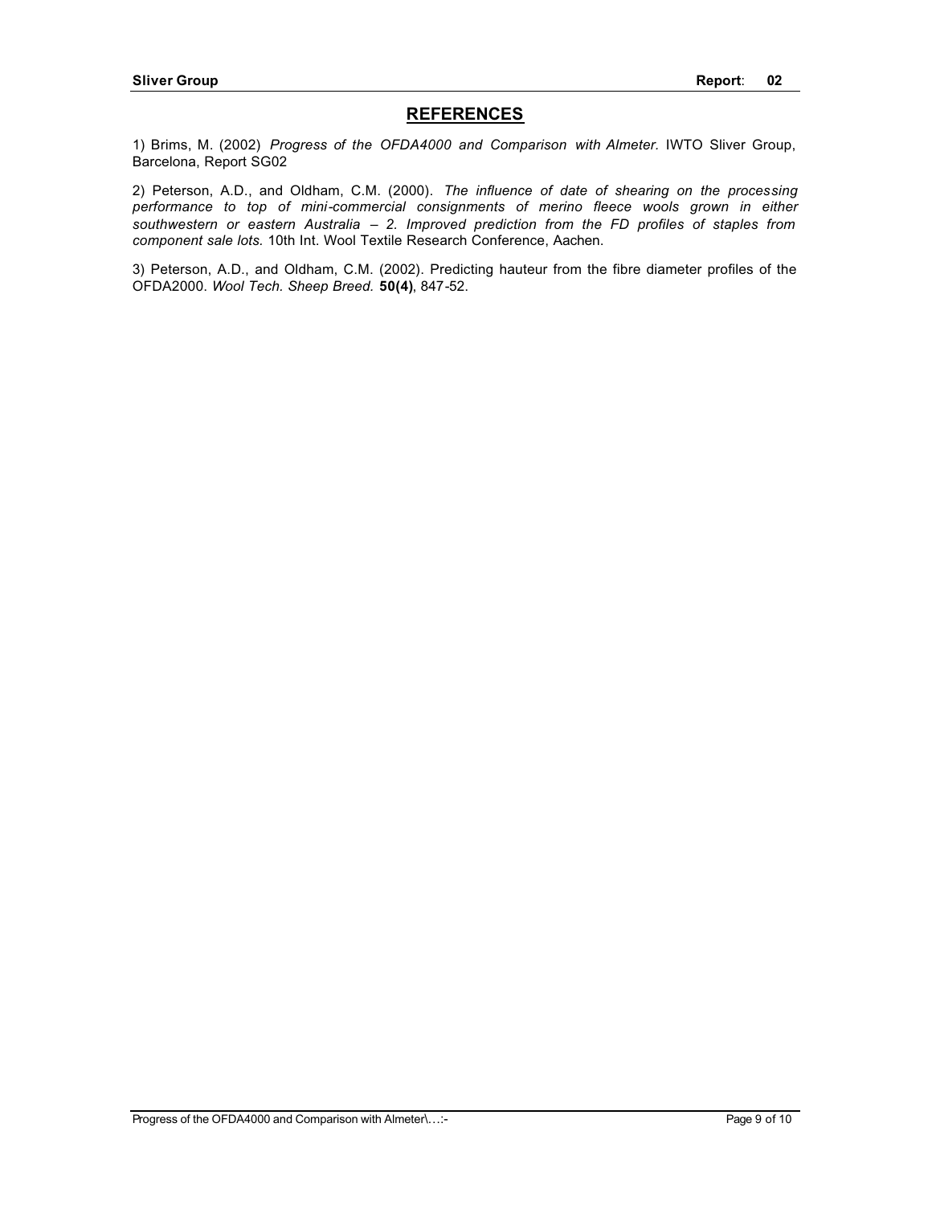## REFERENCES

1) Brims, M. (2002) *Progress of the OFDA4000 and Comparison with Almeter.* IWTO Sliver Group, Barcelona, Report SG02

2) Peterson, A.D., and Oldham, C.M. (2000). *The influence of date of shearing on the processing performance to top of mini-commercial consignments of merino fleece wools grown in either southwestern or eastern Australia – 2. Improved prediction from the FD profiles of staples from component sale lots.* 10th Int. Wool Textile Research Conference, Aachen.

3) Peterson, A.D., and Oldham, C.M. (2002). Predicting hauteur from the fibre diameter profiles of the OFDA2000. *Wool Tech. Sheep Breed.* **50(4)**, 847-52.